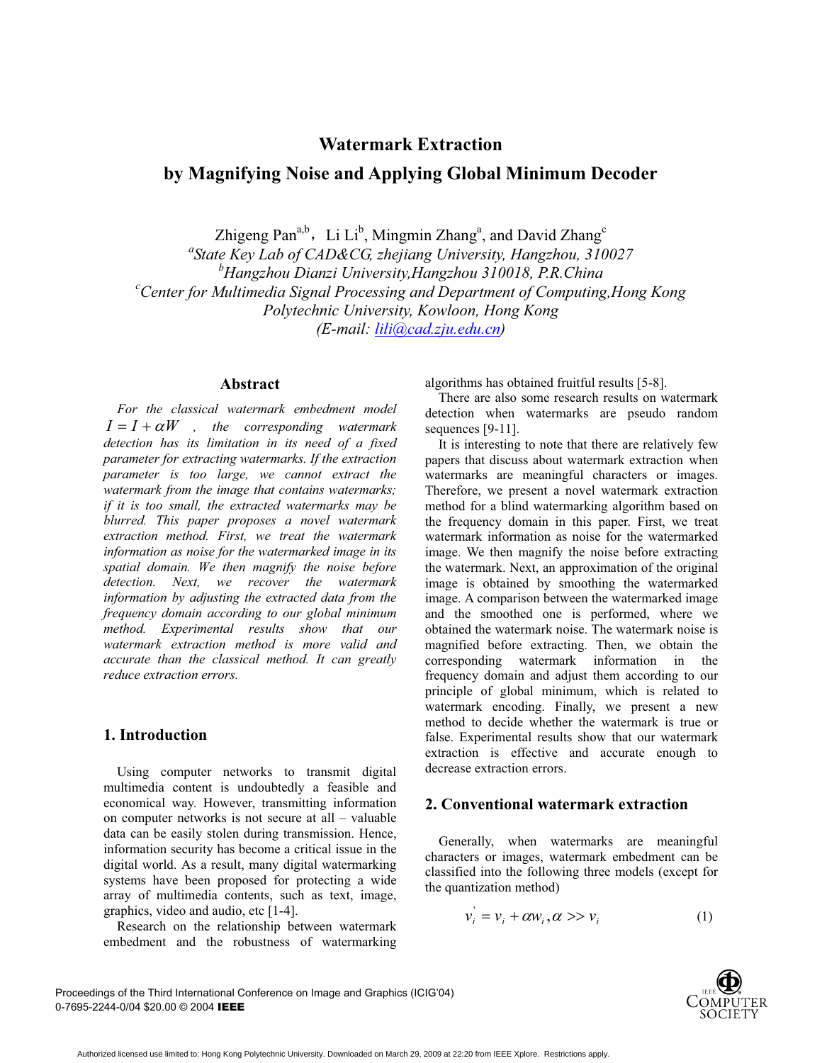# Watermark Extraction by Magnifying Noise and Applying Global Minimum Decoder

Zhigeng Pan[a,b], Li Li[b], Mingmin Zhang[a], and David Zhang[c]

[a]State Key Lab of CAD&CG, zhejiang University, Hangzhou, 310027

[b]Hangzhou Dianzi University,Hangzhou 310018, P.R.China

[c]Center for Multimedia Signal Processing and Department of Computing,Hong Kong Polytechnic University, Kowloon, Hong Kong

(E-mail: lili@cad.zju.edu.cn)

## Abstract

*For the classical watermark embedment model $I = I + \alpha W$, the corresponding watermark detection has its limitation in its need of a fixed parameter for extracting watermarks. If the extraction parameter is too large, we cannot extract the watermark from the image that contains watermarks; if it is too small, the extracted watermarks may be blurred. This paper proposes a novel watermark extraction method. First, we treat the watermark information as noise for the watermarked image in its spatial domain. We then magnify the noise before detection. Next, we recover the watermark information by adjusting the extracted data from the frequency domain according to our global minimum method. Experimental results show that our watermark extraction method is more valid and accurate than the classical method. It can greatly reduce extraction errors.*

## 1. Introduction

Using computer networks to transmit digital multimedia content is undoubtedly a feasible and economical way. However, transmitting information on computer networks is not secure at all – valuable data can be easily stolen during transmission. Hence, information security has become a critical issue in the digital world. As a result, many digital watermarking systems have been proposed for protecting a wide array of multimedia contents, such as text, image, graphics, video and audio, etc [1-4].

Research on the relationship between watermark embedment and the robustness of watermarking algorithms has obtained fruitful results [5-8].

There are also some research results on watermark detection when watermarks are pseudo random sequences [9-11].

It is interesting to note that there are relatively few papers that discuss about watermark extraction when watermarks are meaningful characters or images. Therefore, we present a novel watermark extraction method for a blind watermarking algorithm based on the frequency domain in this paper. First, we treat watermark information as noise for the watermarked image. We then magnify the noise before extracting the watermark. Next, an approximation of the original image is obtained by smoothing the watermarked image. A comparison between the watermarked image and the smoothed one is performed, where we obtained the watermark noise. The watermark noise is magnified before extracting. Then, we obtain the corresponding watermark information in the frequency domain and adjust them according to our principle of global minimum, which is related to watermark encoding. Finally, we present a new method to decide whether the watermark is true or false. Experimental results show that our watermark extraction is effective and accurate enough to decrease extraction errors.

## 2. Conventional watermark extraction

Generally, when watermarks are meaningful characters or images, watermark embedment can be classified into the following three models (except for the quantization method)

$$v_i^{'} = v_i + \alpha w_i, \alpha >> v_i \tag{1}$$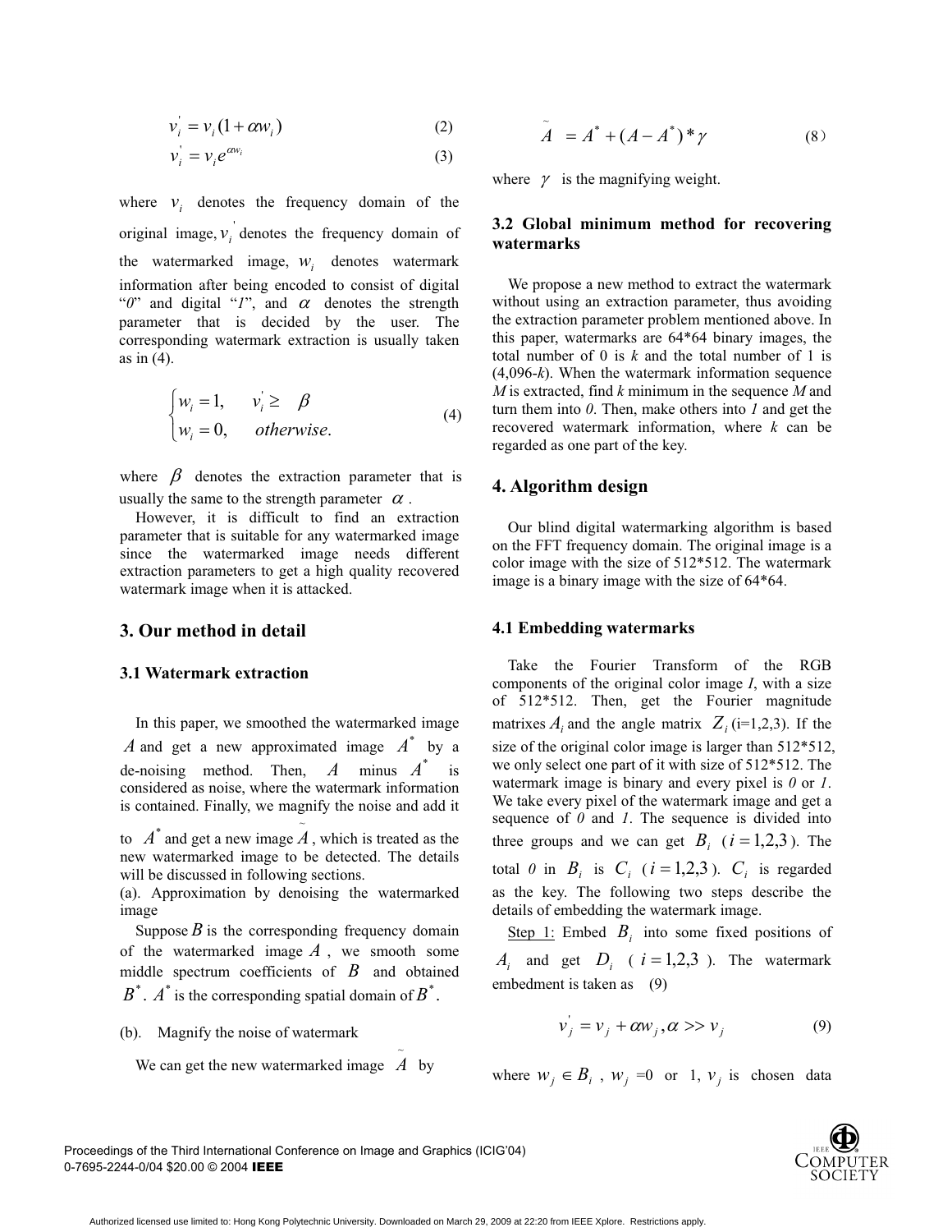$$v_i^{'} = v_i(1+\alpha w_i) \tag{2}$$

$$v_i^{'} = v_i e^{\alpha w_i} \tag{3}$$

where $v_i$ denotes the frequency domain of the original image, $v_i^{'}$ denotes the frequency domain of the watermarked image, $w_i$ denotes watermark information after being encoded to consist of digital "*0*" and digital "*1*", and $\alpha$ denotes the strength parameter that is decided by the user. The corresponding watermark extraction is usually taken as in (4).

$$\begin{cases} w_i = 1, & v_i^{'} \geq \beta \\ w_i = 0, & otherwise. \end{cases} \tag{4}$$

where $\beta$ denotes the extraction parameter that is usually the same to the strength parameter $\alpha$.

However, it is difficult to find an extraction parameter that is suitable for any watermarked image since the watermarked image needs different extraction parameters to get a high quality recovered watermark image when it is attacked.

## 3. Our method in detail

### 3.1 Watermark extraction

In this paper, we smoothed the watermarked image $A$ and get a new approximated image $A^*$ by a de-noising method. Then, $A$ minus $A^*$ is considered as noise, where the watermark information is contained. Finally, we magnify the noise and add it to $A^*$ and get a new image $\tilde{A}$, which is treated as the new watermarked image to be detected. The details will be discussed in following sections.

(a). Approximation by denoising the watermarked image

Suppose $B$ is the corresponding frequency domain of the watermarked image $A$, we smooth some middle spectrum coefficients of $B$ and obtained $B^*$. $A^*$ is the corresponding spatial domain of $B^*$.

(b). Magnify the noise of watermark

We can get the new watermarked image $\tilde{A}$ by

$$\tilde{A} = A^* + (A - A^*) * \gamma \tag{8}$$

where $\gamma$ is the magnifying weight.

### 3.2 Global minimum method for recovering watermarks

We propose a new method to extract the watermark without using an extraction parameter, thus avoiding the extraction parameter problem mentioned above. In this paper, watermarks are 64*64 binary images, the total number of 0 is *k* and the total number of 1 is (4,096-*k*). When the watermark information sequence *M* is extracted, find *k* minimum in the sequence *M* and turn them into *0*. Then, make others into *1* and get the recovered watermark information, where *k* can be regarded as one part of the key.

## 4. Algorithm design

Our blind digital watermarking algorithm is based on the FFT frequency domain. The original image is a color image with the size of 512*512. The watermark image is a binary image with the size of 64*64.

### 4.1 Embedding watermarks

Take the Fourier Transform of the RGB components of the original color image *I*, with a size of 512*512. Then, get the Fourier magnitude matrixes $A_i$ and the angle matrix $Z_i$ (i=1,2,3). If the size of the original color image is larger than 512*512, we only select one part of it with size of 512*512. The watermark image is binary and every pixel is *0* or *1*. We take every pixel of the watermark image and get a sequence of *0* and *1*. The sequence is divided into three groups and we can get $B_i$ ($i = 1,2,3$). The total *0* in $B_i$ is $C_i$ ($i = 1,2,3$). $C_i$ is regarded as the key. The following two steps describe the details of embedding the watermark image.

Step 1: Embed $B_i$ into some fixed positions of $A_i$ and get $D_i$ ($i = 1,2,3$). The watermark embedment is taken as (9)

$$v_j^{'} = v_j + \alpha w_j, \alpha >> v_j \tag{9}$$

where $w_j \in B_i$, $w_j$ =0 or 1, $v_j$ is chosen data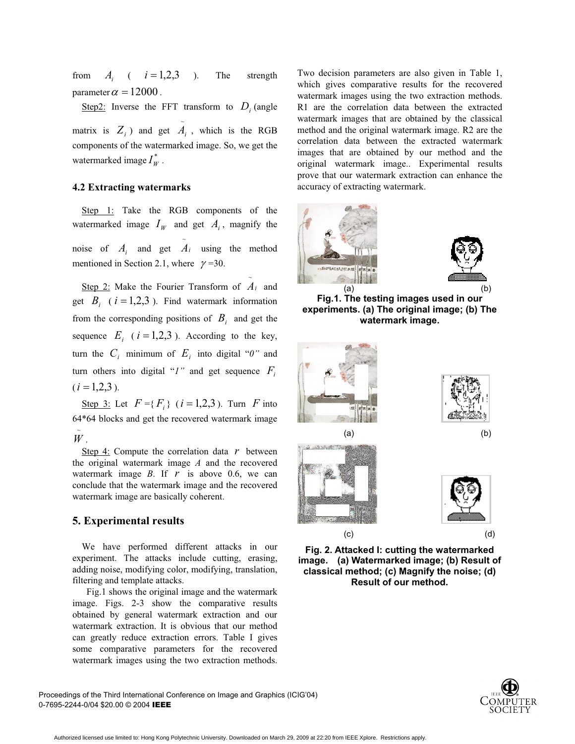from $A_i$ ( $i = 1,2,3$ ). The strength parameter $\alpha = 12000$.

Step2: Inverse the FFT transform to $D_i$ (angle matrix is $Z_i$) and get $\tilde{A}_i$, which is the RGB components of the watermarked image. So, we get the watermarked image $I_W^*$.

### 4.2 Extracting watermarks

Step 1: Take the RGB components of the watermarked image $I_W$ and get $A_i$, magnify the noise of $A_i$ and get $\tilde{A}_i$ using the method mentioned in Section 2.1, where $\gamma$ =30.

Step 2: Make the Fourier Transform of $\tilde{A}_i$ and get $B_i$ ( $i = 1,2,3$ ). Find watermark information from the corresponding positions of $B_i$ and get the sequence $E_i$ ( $i = 1,2,3$ ). According to the key, turn the $C_i$ minimum of $E_i$ into digital "*0*" and turn others into digital "*1*" and get sequence $F_i$ ( $i = 1,2,3$ ).

Step 3: Let $F = \{F_i\}$ ( $i = 1,2,3$ ). Turn $F$ into 64*64 blocks and get the recovered watermark image $\tilde{W}$.

Step 4: Compute the correlation data $r$ between the original watermark image *A* and the recovered watermark image *B*. If $r$ is above 0.6, we can conclude that the watermark image and the recovered watermark image are basically coherent.

## 5. Experimental results

We have performed different attacks in our experiment. The attacks include cutting, erasing, adding noise, modifying color, modifying, translation, filtering and template attacks.

Fig.1 shows the original image and the watermark image. Figs. 2-3 show the comparative results obtained by general watermark extraction and our watermark extraction. It is obvious that our method can greatly reduce extraction errors. Table I gives some comparative parameters for the recovered watermark images using the two extraction methods. Two decision parameters are also given in Table 1, which gives comparative results for the recovered watermark images using the two extraction methods. R1 are the correlation data between the extracted watermark images that are obtained by the classical method and the original watermark image. R2 are the correlation data between the extracted watermark images that are obtained by our method and the original watermark image.. Experimental results prove that our watermark extraction can enhance the accuracy of extracting watermark.

(a) (b)

**Fig.1. The testing images used in our experiments. (a) The original image; (b) The watermark image.**

(a) (b)

(c) (d)

**Fig. 2. Attacked I: cutting the watermarked image. (a) Watermarked image; (b) Result of classical method; (c) Magnify the noise; (d) Result of our method.**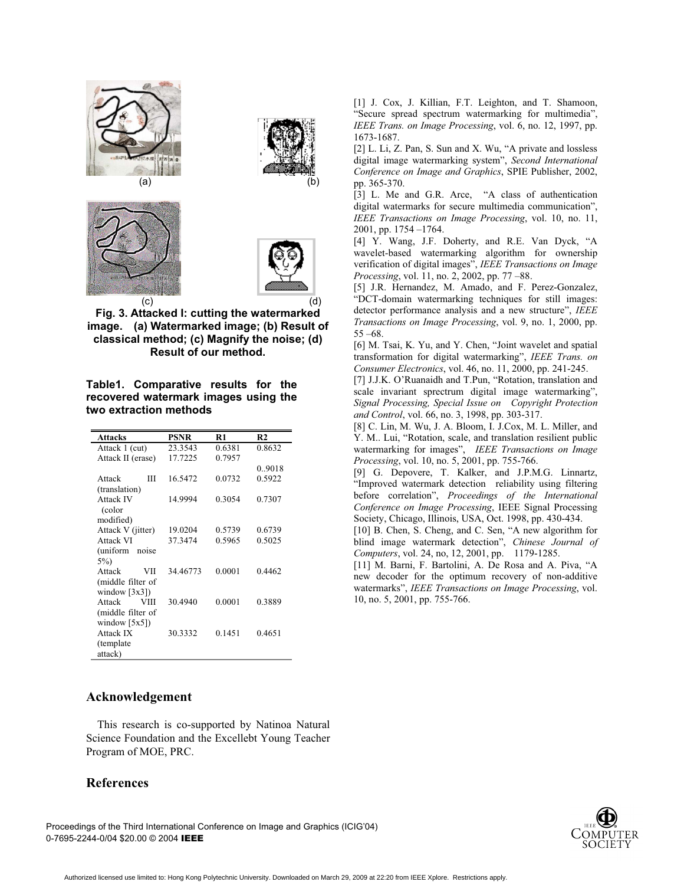(a) (b)

(c) (d)

**Fig. 3. Attacked I: cutting the watermarked image. (a) Watermarked image; (b) Result of classical method; (c) Magnify the noise; (d) Result of our method.**

**Table1. Comparative results for the recovered watermark images using the two extraction methods**

| Attacks | PSNR | R1 | R2 |
|---|---|---|---|
| Attack I (cut) | 23.3543 | 0.6381 | 0.8632 |
| Attack II (erase) | 17.7225 | 0.7957 | 0..9018 |
| Attack III (translation) | 16.5472 | 0.0732 | 0.5922 |
| Attack IV (color modified) | 14.9994 | 0.3054 | 0.7307 |
| Attack V (jitter) | 19.0204 | 0.5739 | 0.6739 |
| Attack VI (uniform noise 5%) | 37.3474 | 0.5965 | 0.5025 |
| Attack VII (middle filter of window [3x3]) | 34.46773 | 0.0001 | 0.4462 |
| Attack VIII (middle filter of window [5x5]) | 30.4940 | 0.0001 | 0.3889 |
| Attack IX (template attack) | 30.3332 | 0.1451 | 0.4651 |

## Acknowledgement

This research is co-supported by Natinoa Natural Science Foundation and the Excellebt Young Teacher Program of MOE, PRC.

## References

[1] J. Cox, J. Killian, F.T. Leighton, and T. Shamoon, "Secure spread spectrum watermarking for multimedia", *IEEE Trans. on Image Processing*, vol. 6, no. 12, 1997, pp. 1673-1687.

[2] L. Li, Z. Pan, S. Sun and X. Wu, "A private and lossless digital image watermarking system", *Second International Conference on Image and Graphics*, SPIE Publisher, 2002, pp. 365-370.

[3] L. Me and G.R. Arce, "A class of authentication digital watermarks for secure multimedia communication", *IEEE Transactions on Image Processing*, vol. 10, no. 11, 2001, pp. 1754 –1764.

[4] Y. Wang, J.F. Doherty, and R.E. Van Dyck, "A wavelet-based watermarking algorithm for ownership verification of digital images", *IEEE Transactions on Image Processing*, vol. 11, no. 2, 2002, pp. 77 –88.

[5] J.R. Hernandez, M. Amado, and F. Perez-Gonzalez, "DCT-domain watermarking techniques for still images: detector performance analysis and a new structure", *IEEE Transactions on Image Processing*, vol. 9, no. 1, 2000, pp. 55 –68.

[6] M. Tsai, K. Yu, and Y. Chen, "Joint wavelet and spatial transformation for digital watermarking", *IEEE Trans. on Consumer Electronics*, vol. 46, no. 11, 2000, pp. 241-245.

[7] J.J.K. O'Ruanaidh and T.Pun, "Rotation, translation and scale invariant sprectrum digital image watermarking", *Signal Processing, Special Issue on Copyright Protection and Control*, vol. 66, no. 3, 1998, pp. 303-317.

[8] C. Lin, M. Wu, J. A. Bloom, I. J.Cox, M. L. Miller, and Y. M.. Lui, "Rotation, scale, and translation resilient public watermarking for images", *IEEE Transactions on Image Processing*, vol. 10, no. 5, 2001, pp. 755-766.

[9] G. Depovere, T. Kalker, and J.P.M.G. Linnartz, "Improved watermark detection reliability using filtering before correlation", *Proceedings of the International Conference on Image Processing*, IEEE Signal Processing Society, Chicago, Illinois, USA, Oct. 1998, pp. 430-434.

[10] B. Chen, S. Cheng, and C. Sen, "A new algorithm for blind image watermark detection", *Chinese Journal of Computers*, vol. 24, no, 12, 2001, pp. 1179-1285.

[11] M. Barni, F. Bartolini, A. De Rosa and A. Piva, "A new decoder for the optimum recovery of non-additive watermarks", *IEEE Transactions on Image Processing*, vol. 10, no. 5, 2001, pp. 755-766.